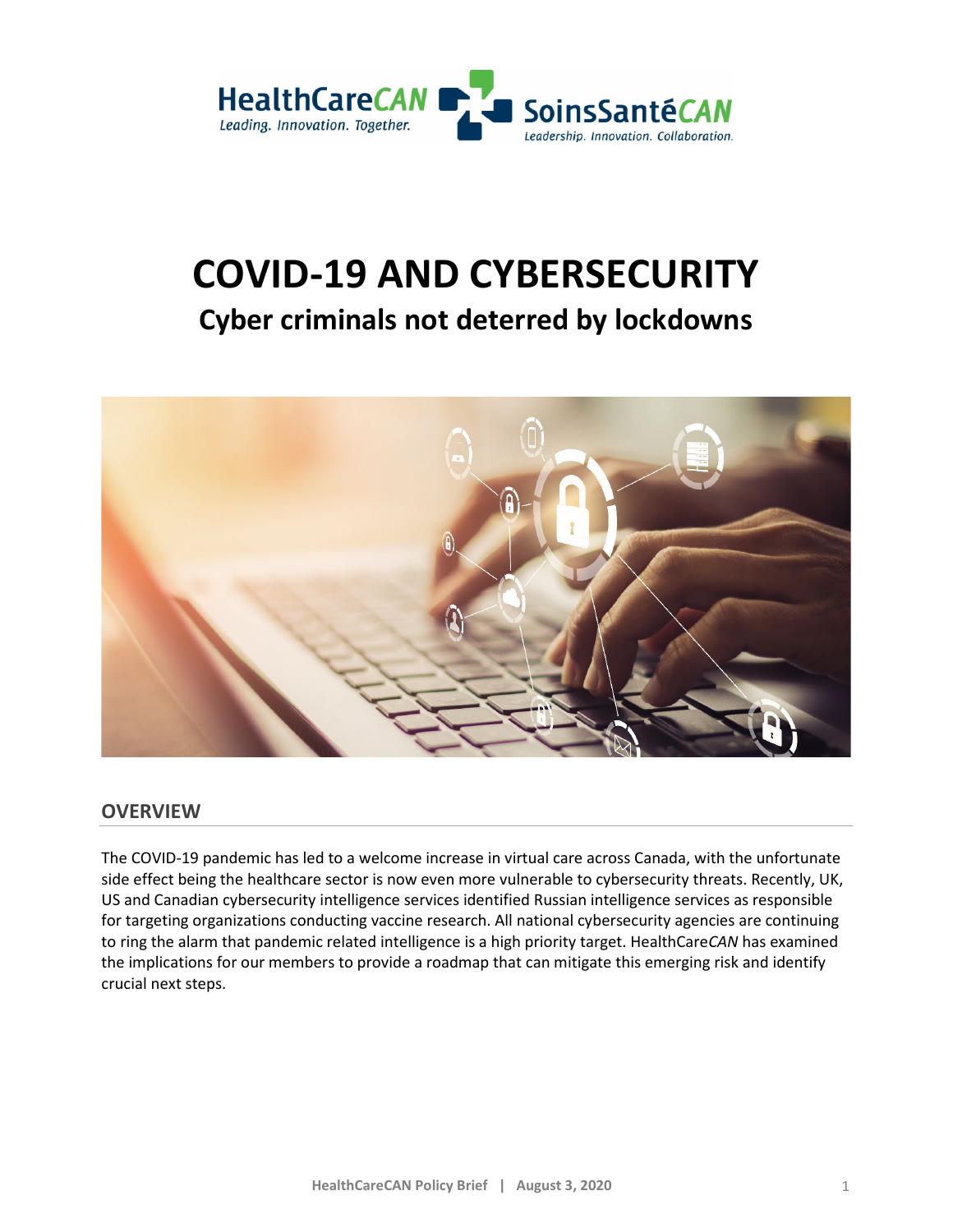# COVID-19 AND CYBERSECURITY

## Cyber criminals not deterred by lockdowns

## OVERVIEW

The COVID-19 pandemic has led to a welcome increase in virtual care across Canada, with the unfortunate side effect being the healthcare sector is now even more vulnerable to cybersecurity threats. Recently, UK, US and Canadian cybersecurity intelligence services identified Russian intelligence services as responsible for targeting organizations conducting vaccine research. All national cybersecurity agencies are continuing to ring the alarm that pandemic related intelligence is a high priority target. HealthCare*CAN* has examined the implications for our members to provide a roadmap that can mitigate this emerging risk and identify crucial next steps.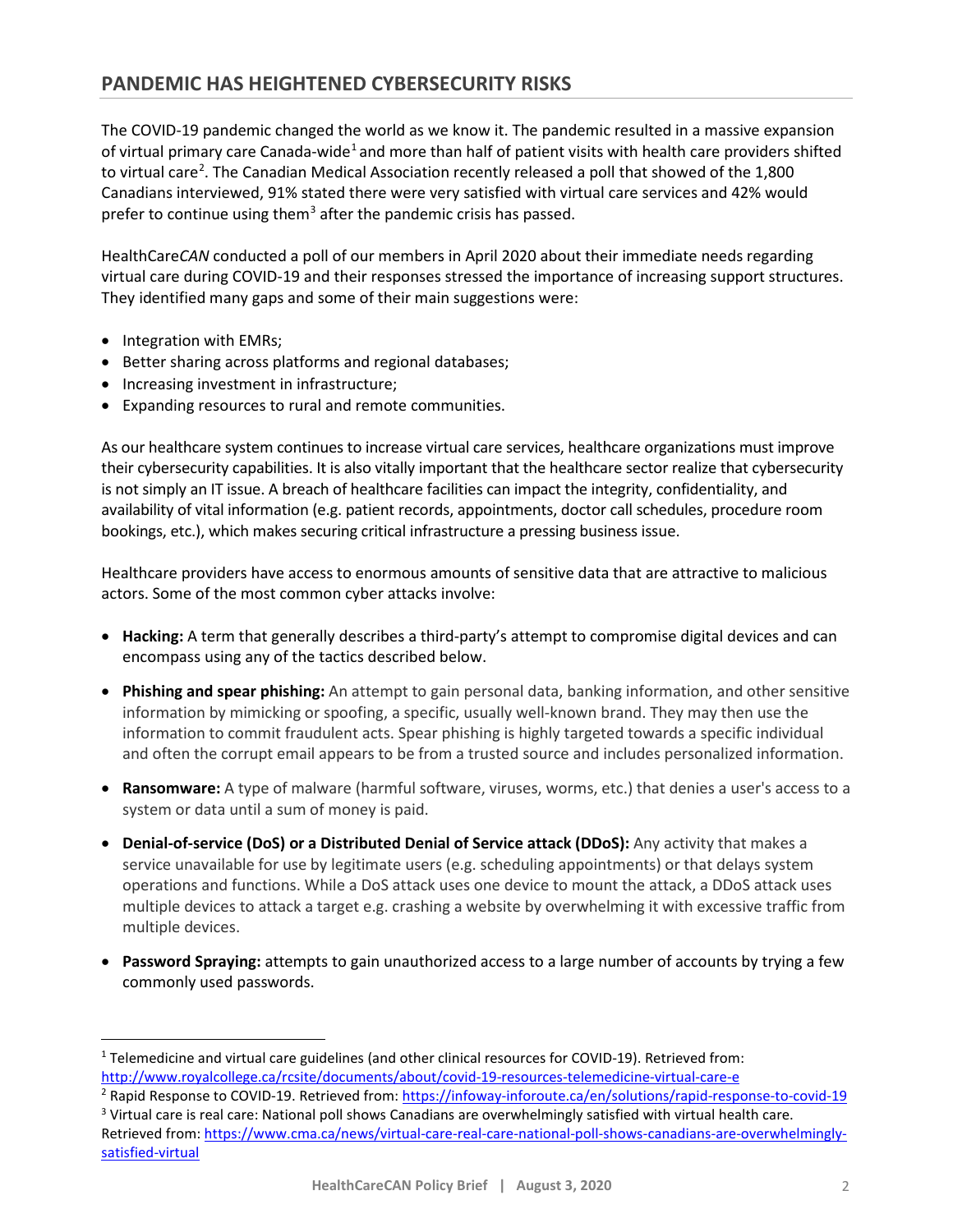## PANDEMIC HAS HEIGHTENED CYBERSECURITY RISKS

The COVID-19 pandemic changed the world as we know it. The pandemic resulted in a massive expansion of virtual primary care Canada-wide[1] and more than half of patient visits with health care providers shifted to virtual care[2]. The Canadian Medical Association recently released a poll that showed of the 1,800 Canadians interviewed, 91% stated there were very satisfied with virtual care services and 42% would prefer to continue using them[3] after the pandemic crisis has passed.

HealthCare*CAN* conducted a poll of our members in April 2020 about their immediate needs regarding virtual care during COVID-19 and their responses stressed the importance of increasing support structures. They identified many gaps and some of their main suggestions were:

- Integration with EMRs;
- Better sharing across platforms and regional databases;
- Increasing investment in infrastructure;
- Expanding resources to rural and remote communities.

As our healthcare system continues to increase virtual care services, healthcare organizations must improve their cybersecurity capabilities. It is also vitally important that the healthcare sector realize that cybersecurity is not simply an IT issue. A breach of healthcare facilities can impact the integrity, confidentiality, and availability of vital information (e.g. patient records, appointments, doctor call schedules, procedure room bookings, etc.), which makes securing critical infrastructure a pressing business issue.

Healthcare providers have access to enormous amounts of sensitive data that are attractive to malicious actors. Some of the most common cyber attacks involve:

- **Hacking:** A term that generally describes a third-party's attempt to compromise digital devices and can encompass using any of the tactics described below.
- **Phishing and spear phishing:** An attempt to gain personal data, banking information, and other sensitive information by mimicking or spoofing, a specific, usually well-known brand. They may then use the information to commit fraudulent acts. Spear phishing is highly targeted towards a specific individual and often the corrupt email appears to be from a trusted source and includes personalized information.
- **Ransomware:** A type of malware (harmful software, viruses, worms, etc.) that denies a user's access to a system or data until a sum of money is paid.
- **Denial-of-service (DoS) or a Distributed Denial of Service attack (DDoS):** Any activity that makes a service unavailable for use by legitimate users (e.g. scheduling appointments) or that delays system operations and functions. While a DoS attack uses one device to mount the attack, a DDoS attack uses multiple devices to attack a target e.g. crashing a website by overwhelming it with excessive traffic from multiple devices.
- **Password Spraying:** attempts to gain unauthorized access to a large number of accounts by trying a few commonly used passwords.

---

[1] Telemedicine and virtual care guidelines (and other clinical resources for COVID-19). Retrieved from: http://www.royalcollege.ca/rcsite/documents/about/covid-19-resources-telemedicine-virtual-care-e

[2] Rapid Response to COVID-19. Retrieved from: https://infoway-inforoute.ca/en/solutions/rapid-response-to-covid-19

[3] Virtual care is real care: National poll shows Canadians are overwhelmingly satisfied with virtual health care. Retrieved from: https://www.cma.ca/news/virtual-care-real-care-national-poll-shows-canadians-are-overwhelmingly-satisfied-virtual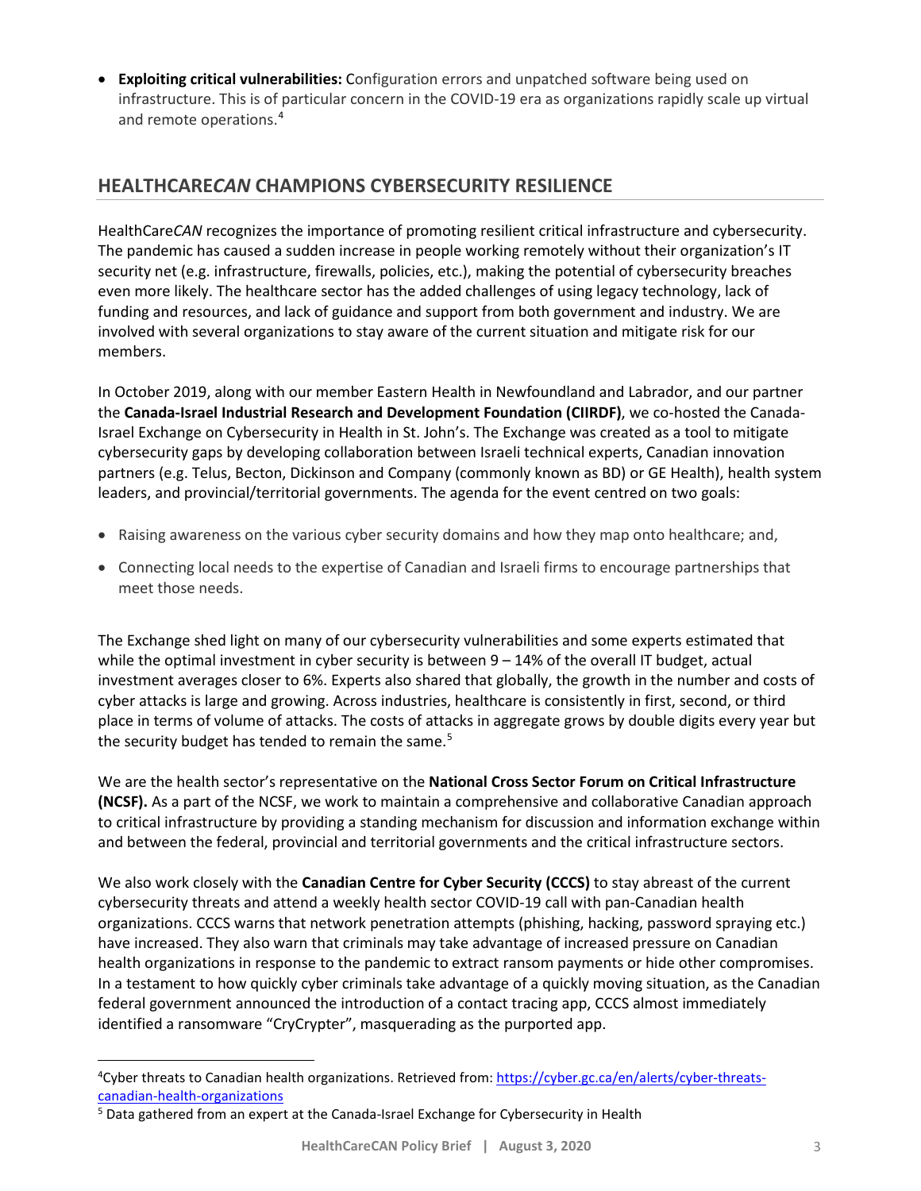- **Exploiting critical vulnerabilities:** Configuration errors and unpatched software being used on infrastructure. This is of particular concern in the COVID-19 era as organizations rapidly scale up virtual and remote operations.[4]

## HEALTHCARE*CAN* CHAMPIONS CYBERSECURITY RESILIENCE

HealthCare*CAN* recognizes the importance of promoting resilient critical infrastructure and cybersecurity. The pandemic has caused a sudden increase in people working remotely without their organization's IT security net (e.g. infrastructure, firewalls, policies, etc.), making the potential of cybersecurity breaches even more likely. The healthcare sector has the added challenges of using legacy technology, lack of funding and resources, and lack of guidance and support from both government and industry. We are involved with several organizations to stay aware of the current situation and mitigate risk for our members.

In October 2019, along with our member Eastern Health in Newfoundland and Labrador, and our partner the **Canada-Israel Industrial Research and Development Foundation (CIIRDF)**, we co-hosted the Canada-Israel Exchange on Cybersecurity in Health in St. John's. The Exchange was created as a tool to mitigate cybersecurity gaps by developing collaboration between Israeli technical experts, Canadian innovation partners (e.g. Telus, Becton, Dickinson and Company (commonly known as BD) or GE Health), health system leaders, and provincial/territorial governments. The agenda for the event centred on two goals:

- Raising awareness on the various cyber security domains and how they map onto healthcare; and,
- Connecting local needs to the expertise of Canadian and Israeli firms to encourage partnerships that meet those needs.

The Exchange shed light on many of our cybersecurity vulnerabilities and some experts estimated that while the optimal investment in cyber security is between 9 – 14% of the overall IT budget, actual investment averages closer to 6%. Experts also shared that globally, the growth in the number and costs of cyber attacks is large and growing. Across industries, healthcare is consistently in first, second, or third place in terms of volume of attacks. The costs of attacks in aggregate grows by double digits every year but the security budget has tended to remain the same.[5]

We are the health sector's representative on the **National Cross Sector Forum on Critical Infrastructure (NCSF).** As a part of the NCSF, we work to maintain a comprehensive and collaborative Canadian approach to critical infrastructure by providing a standing mechanism for discussion and information exchange within and between the federal, provincial and territorial governments and the critical infrastructure sectors.

We also work closely with the **Canadian Centre for Cyber Security (CCCS)** to stay abreast of the current cybersecurity threats and attend a weekly health sector COVID-19 call with pan-Canadian health organizations. CCCS warns that network penetration attempts (phishing, hacking, password spraying etc.) have increased. They also warn that criminals may take advantage of increased pressure on Canadian health organizations in response to the pandemic to extract ransom payments or hide other compromises. In a testament to how quickly cyber criminals take advantage of a quickly moving situation, as the Canadian federal government announced the introduction of a contact tracing app, CCCS almost immediately identified a ransomware "CryCrypter", masquerading as the purported app.

---

[4] Cyber threats to Canadian health organizations. Retrieved from: https://cyber.gc.ca/en/alerts/cyber-threats-canadian-health-organizations

[5] Data gathered from an expert at the Canada-Israel Exchange for Cybersecurity in Health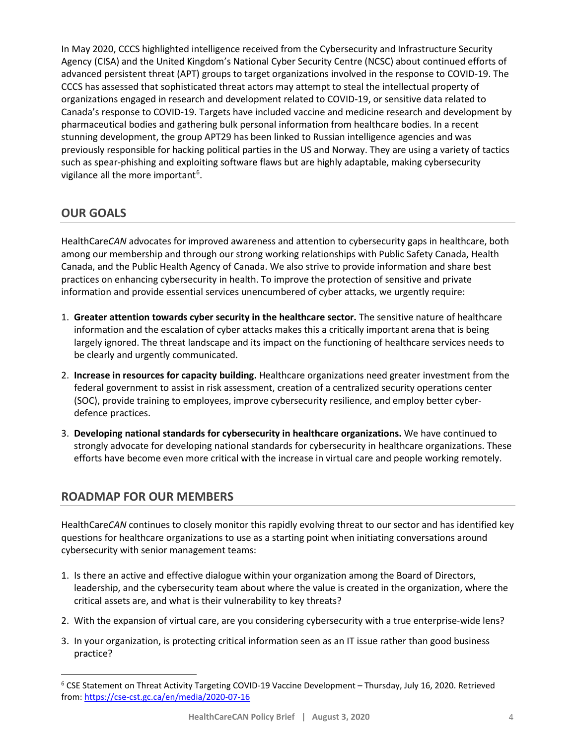In May 2020, CCCS highlighted intelligence received from the Cybersecurity and Infrastructure Security Agency (CISA) and the United Kingdom's National Cyber Security Centre (NCSC) about continued efforts of advanced persistent threat (APT) groups to target organizations involved in the response to COVID-19. The CCCS has assessed that sophisticated threat actors may attempt to steal the intellectual property of organizations engaged in research and development related to COVID-19, or sensitive data related to Canada's response to COVID-19. Targets have included vaccine and medicine research and development by pharmaceutical bodies and gathering bulk personal information from healthcare bodies. In a recent stunning development, the group APT29 has been linked to Russian intelligence agencies and was previously responsible for hacking political parties in the US and Norway. They are using a variety of tactics such as spear-phishing and exploiting software flaws but are highly adaptable, making cybersecurity vigilance all the more important[6].

## OUR GOALS

HealthCare*CAN* advocates for improved awareness and attention to cybersecurity gaps in healthcare, both among our membership and through our strong working relationships with Public Safety Canada, Health Canada, and the Public Health Agency of Canada. We also strive to provide information and share best practices on enhancing cybersecurity in health. To improve the protection of sensitive and private information and provide essential services unencumbered of cyber attacks, we urgently require:

1. **Greater attention towards cyber security in the healthcare sector.** The sensitive nature of healthcare information and the escalation of cyber attacks makes this a critically important arena that is being largely ignored. The threat landscape and its impact on the functioning of healthcare services needs to be clearly and urgently communicated.
2. **Increase in resources for capacity building.** Healthcare organizations need greater investment from the federal government to assist in risk assessment, creation of a centralized security operations center (SOC), provide training to employees, improve cybersecurity resilience, and employ better cyber-defence practices.
3. **Developing national standards for cybersecurity in healthcare organizations.** We have continued to strongly advocate for developing national standards for cybersecurity in healthcare organizations. These efforts have become even more critical with the increase in virtual care and people working remotely.

## ROADMAP FOR OUR MEMBERS

HealthCare*CAN* continues to closely monitor this rapidly evolving threat to our sector and has identified key questions for healthcare organizations to use as a starting point when initiating conversations around cybersecurity with senior management teams:

1. Is there an active and effective dialogue within your organization among the Board of Directors, leadership, and the cybersecurity team about where the value is created in the organization, where the critical assets are, and what is their vulnerability to key threats?
2. With the expansion of virtual care, are you considering cybersecurity with a true enterprise-wide lens?
3. In your organization, is protecting critical information seen as an IT issue rather than good business practice?

---

[6] CSE Statement on Threat Activity Targeting COVID-19 Vaccine Development – Thursday, July 16, 2020. Retrieved from: https://cse-cst.gc.ca/en/media/2020-07-16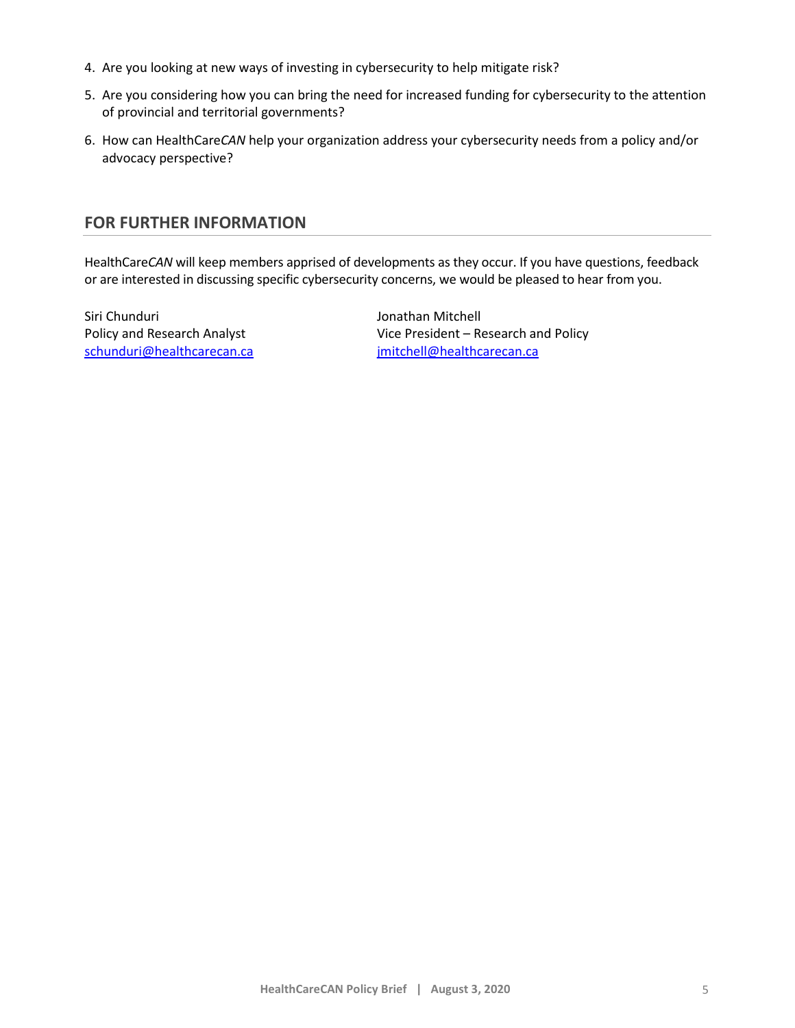4. Are you looking at new ways of investing in cybersecurity to help mitigate risk?
5. Are you considering how you can bring the need for increased funding for cybersecurity to the attention of provincial and territorial governments?
6. How can HealthCare*CAN* help your organization address your cybersecurity needs from a policy and/or advocacy perspective?

## FOR FURTHER INFORMATION

HealthCare*CAN* will keep members apprised of developments as they occur. If you have questions, feedback or are interested in discussing specific cybersecurity concerns, we would be pleased to hear from you.

Siri Chunduri
Policy and Research Analyst
schunduri@healthcarecan.ca

Jonathan Mitchell
Vice President – Research and Policy
jmitchell@healthcarecan.ca